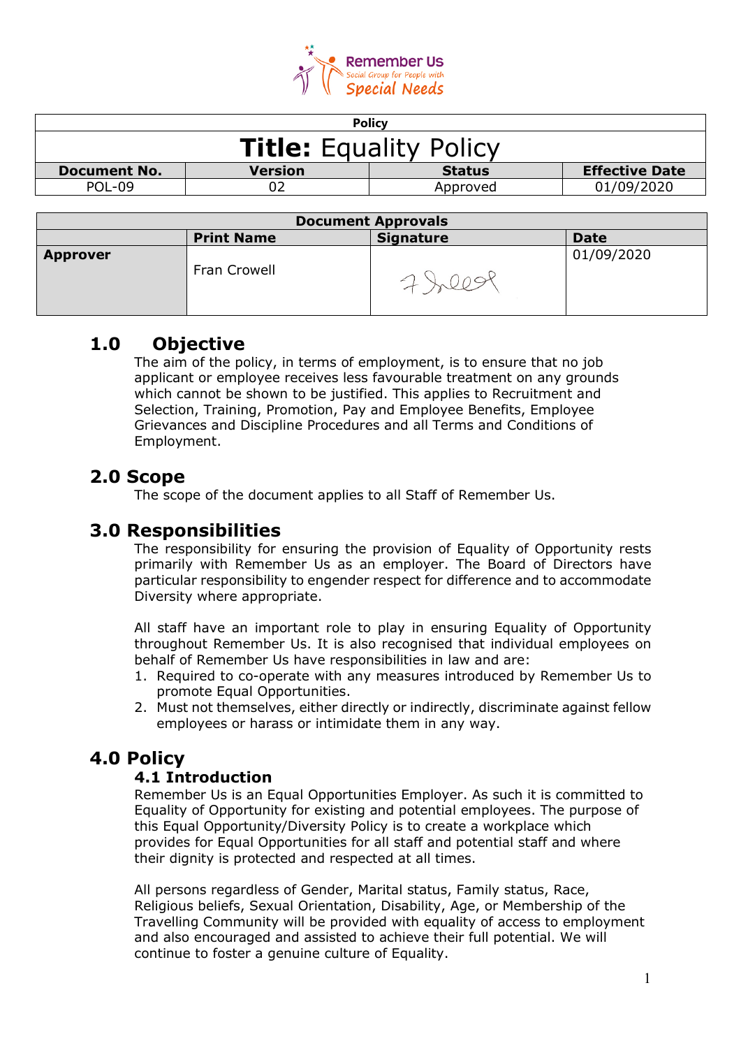Remember Us
Social Group for People with
Special Needs

| Policy | | | |
|---|---|---|---|
| **Title:** Equality Policy | | | |
| **Document No.** | **Version** | **Status** | **Effective Date** |
| POL-09 | 02 | Approved | 01/09/2020 |

| Document Approvals | | | |
|---|---|---|---|
| | **Print Name** | **Signature** | **Date** |
| **Approver** | Fran Crowell | | 01/09/2020 |

## 1.0 Objective

The aim of the policy, in terms of employment, is to ensure that no job applicant or employee receives less favourable treatment on any grounds which cannot be shown to be justified. This applies to Recruitment and Selection, Training, Promotion, Pay and Employee Benefits, Employee Grievances and Discipline Procedures and all Terms and Conditions of Employment.

## 2.0 Scope

The scope of the document applies to all Staff of Remember Us.

## 3.0 Responsibilities

The responsibility for ensuring the provision of Equality of Opportunity rests primarily with Remember Us as an employer. The Board of Directors have particular responsibility to engender respect for difference and to accommodate Diversity where appropriate.

All staff have an important role to play in ensuring Equality of Opportunity throughout Remember Us. It is also recognised that individual employees on behalf of Remember Us have responsibilities in law and are:

1. Required to co-operate with any measures introduced by Remember Us to promote Equal Opportunities.
2. Must not themselves, either directly or indirectly, discriminate against fellow employees or harass or intimidate them in any way.

## 4.0 Policy

### 4.1 Introduction

Remember Us is an Equal Opportunities Employer. As such it is committed to Equality of Opportunity for existing and potential employees. The purpose of this Equal Opportunity/Diversity Policy is to create a workplace which provides for Equal Opportunities for all staff and potential staff and where their dignity is protected and respected at all times.

All persons regardless of Gender, Marital status, Family status, Race, Religious beliefs, Sexual Orientation, Disability, Age, or Membership of the Travelling Community will be provided with equality of access to employment and also encouraged and assisted to achieve their full potential. We will continue to foster a genuine culture of Equality.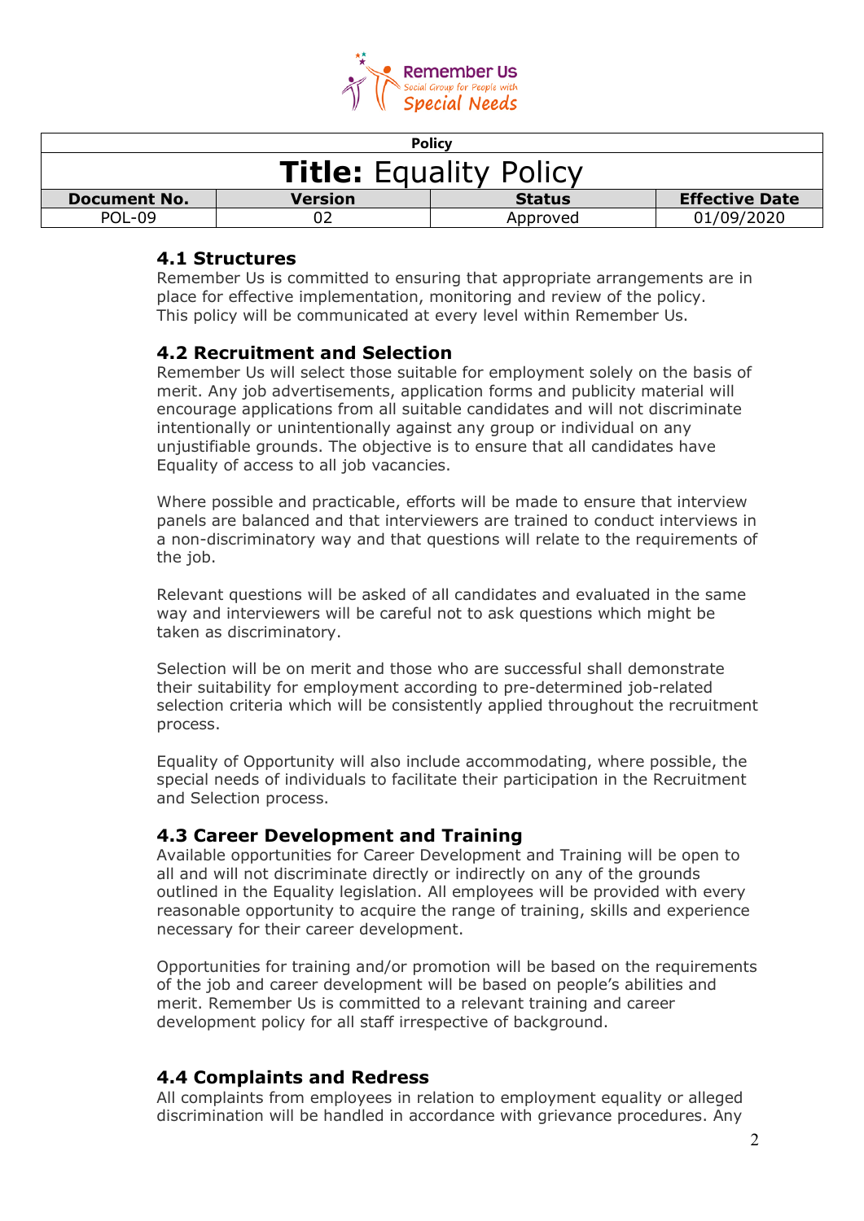| Policy | | | |
|---|---|---|---|
| **Title:** Equality Policy | | | |
| **Document No.** | **Version** | **Status** | **Effective Date** |
| POL-09 | 02 | Approved | 01/09/2020 |

### 4.1 Structures

Remember Us is committed to ensuring that appropriate arrangements are in place for effective implementation, monitoring and review of the policy. This policy will be communicated at every level within Remember Us.

### 4.2 Recruitment and Selection

Remember Us will select those suitable for employment solely on the basis of merit. Any job advertisements, application forms and publicity material will encourage applications from all suitable candidates and will not discriminate intentionally or unintentionally against any group or individual on any unjustifiable grounds. The objective is to ensure that all candidates have Equality of access to all job vacancies.

Where possible and practicable, efforts will be made to ensure that interview panels are balanced and that interviewers are trained to conduct interviews in a non-discriminatory way and that questions will relate to the requirements of the job.

Relevant questions will be asked of all candidates and evaluated in the same way and interviewers will be careful not to ask questions which might be taken as discriminatory.

Selection will be on merit and those who are successful shall demonstrate their suitability for employment according to pre-determined job-related selection criteria which will be consistently applied throughout the recruitment process.

Equality of Opportunity will also include accommodating, where possible, the special needs of individuals to facilitate their participation in the Recruitment and Selection process.

### 4.3 Career Development and Training

Available opportunities for Career Development and Training will be open to all and will not discriminate directly or indirectly on any of the grounds outlined in the Equality legislation. All employees will be provided with every reasonable opportunity to acquire the range of training, skills and experience necessary for their career development.

Opportunities for training and/or promotion will be based on the requirements of the job and career development will be based on people's abilities and merit. Remember Us is committed to a relevant training and career development policy for all staff irrespective of background.

### 4.4 Complaints and Redress

All complaints from employees in relation to employment equality or alleged discrimination will be handled in accordance with grievance procedures. Any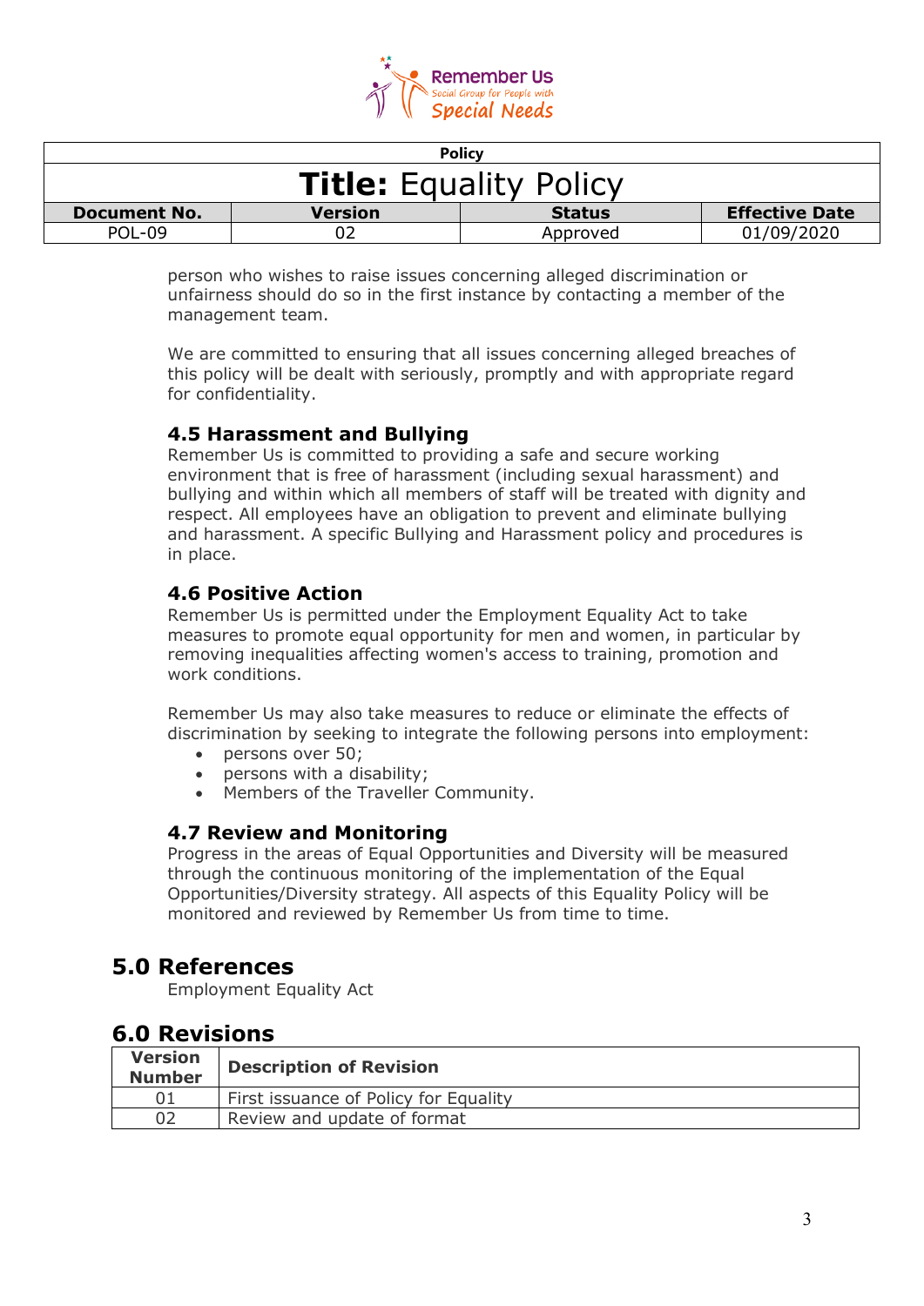person who wishes to raise issues concerning alleged discrimination or unfairness should do so in the first instance by contacting a member of the management team.

We are committed to ensuring that all issues concerning alleged breaches of this policy will be dealt with seriously, promptly and with appropriate regard for confidentiality.

### 4.5 Harassment and Bullying

Remember Us is committed to providing a safe and secure working environment that is free of harassment (including sexual harassment) and bullying and within which all members of staff will be treated with dignity and respect. All employees have an obligation to prevent and eliminate bullying and harassment. A specific Bullying and Harassment policy and procedures is in place.

### 4.6 Positive Action

Remember Us is permitted under the Employment Equality Act to take measures to promote equal opportunity for men and women, in particular by removing inequalities affecting women's access to training, promotion and work conditions.

Remember Us may also take measures to reduce or eliminate the effects of discrimination by seeking to integrate the following persons into employment:

- persons over 50;
- persons with a disability;
- Members of the Traveller Community.

### 4.7 Review and Monitoring

Progress in the areas of Equal Opportunities and Diversity will be measured through the continuous monitoring of the implementation of the Equal Opportunities/Diversity strategy. All aspects of this Equality Policy will be monitored and reviewed by Remember Us from time to time.

## 5.0 References

Employment Equality Act

## 6.0 Revisions

| Version Number | Description of Revision |
|---|---|
| 01 | First issuance of Policy for Equality |
| 02 | Review and update of format |